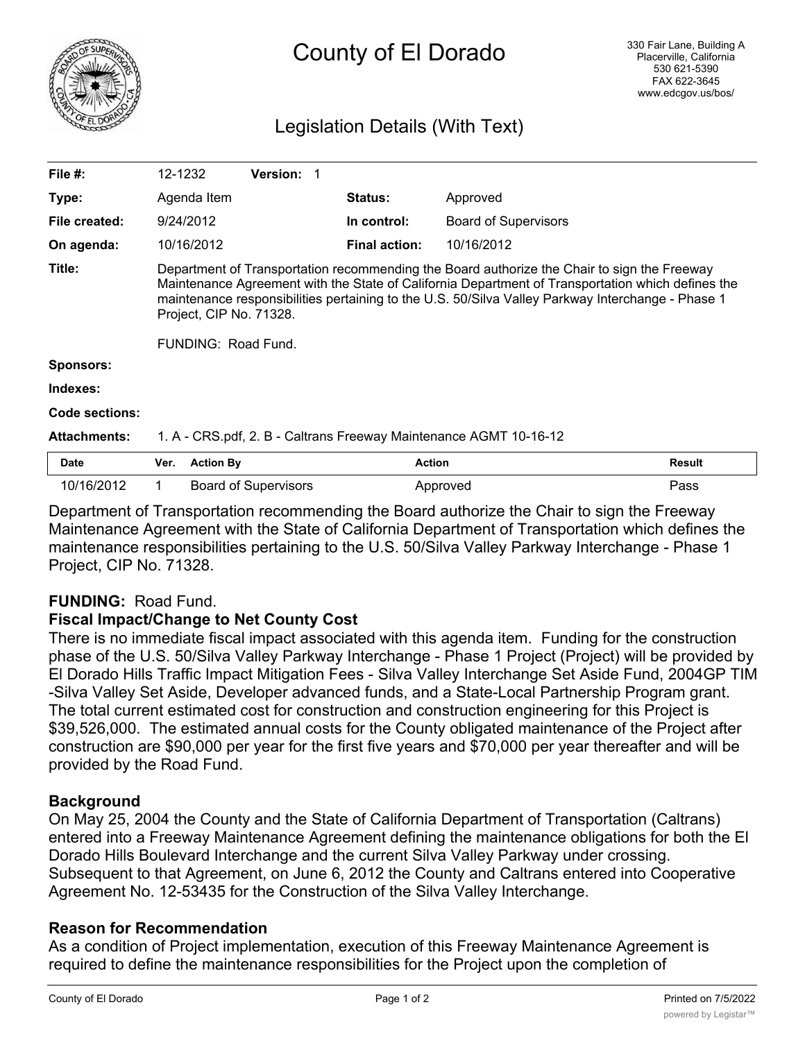# County of El Dorado

330 Fair Lane, Building A
Placerville, California
530 621-5390
FAX 622-3645
www.edcgov.us/bos/

## Legislation Details (With Text)

| | | | |
|---|---|---|---|
| **File #:** | 12-1232 **Version:** 1 | | |
| **Type:** | Agenda Item | **Status:** | Approved |
| **File created:** | 9/24/2012 | **In control:** | Board of Supervisors |
| **On agenda:** | 10/16/2012 | **Final action:** | 10/16/2012 |

**Title:** Department of Transportation recommending the Board authorize the Chair to sign the Freeway Maintenance Agreement with the State of California Department of Transportation which defines the maintenance responsibilities pertaining to the U.S. 50/Silva Valley Parkway Interchange - Phase 1 Project, CIP No. 71328.

FUNDING: Road Fund.

**Sponsors:**

**Indexes:**

**Code sections:**

**Attachments:** 1. A - CRS.pdf, 2. B - Caltrans Freeway Maintenance AGMT 10-16-12

| Date | Ver. | Action By | Action | Result |
|---|---|---|---|---|
| 10/16/2012 | 1 | Board of Supervisors | Approved | Pass |

Department of Transportation recommending the Board authorize the Chair to sign the Freeway Maintenance Agreement with the State of California Department of Transportation which defines the maintenance responsibilities pertaining to the U.S. 50/Silva Valley Parkway Interchange - Phase 1 Project, CIP No. 71328.

**FUNDING:** Road Fund.

### Fiscal Impact/Change to Net County Cost

There is no immediate fiscal impact associated with this agenda item. Funding for the construction phase of the U.S. 50/Silva Valley Parkway Interchange - Phase 1 Project (Project) will be provided by El Dorado Hills Traffic Impact Mitigation Fees - Silva Valley Interchange Set Aside Fund, 2004GP TIM -Silva Valley Set Aside, Developer advanced funds, and a State-Local Partnership Program grant. The total current estimated cost for construction and construction engineering for this Project is $39,526,000. The estimated annual costs for the County obligated maintenance of the Project after construction are $90,000 per year for the first five years and $70,000 per year thereafter and will be provided by the Road Fund.

### Background

On May 25, 2004 the County and the State of California Department of Transportation (Caltrans) entered into a Freeway Maintenance Agreement defining the maintenance obligations for both the El Dorado Hills Boulevard Interchange and the current Silva Valley Parkway under crossing. Subsequent to that Agreement, on June 6, 2012 the County and Caltrans entered into Cooperative Agreement No. 12-53435 for the Construction of the Silva Valley Interchange.

### Reason for Recommendation

As a condition of Project implementation, execution of this Freeway Maintenance Agreement is required to define the maintenance responsibilities for the Project upon the completion of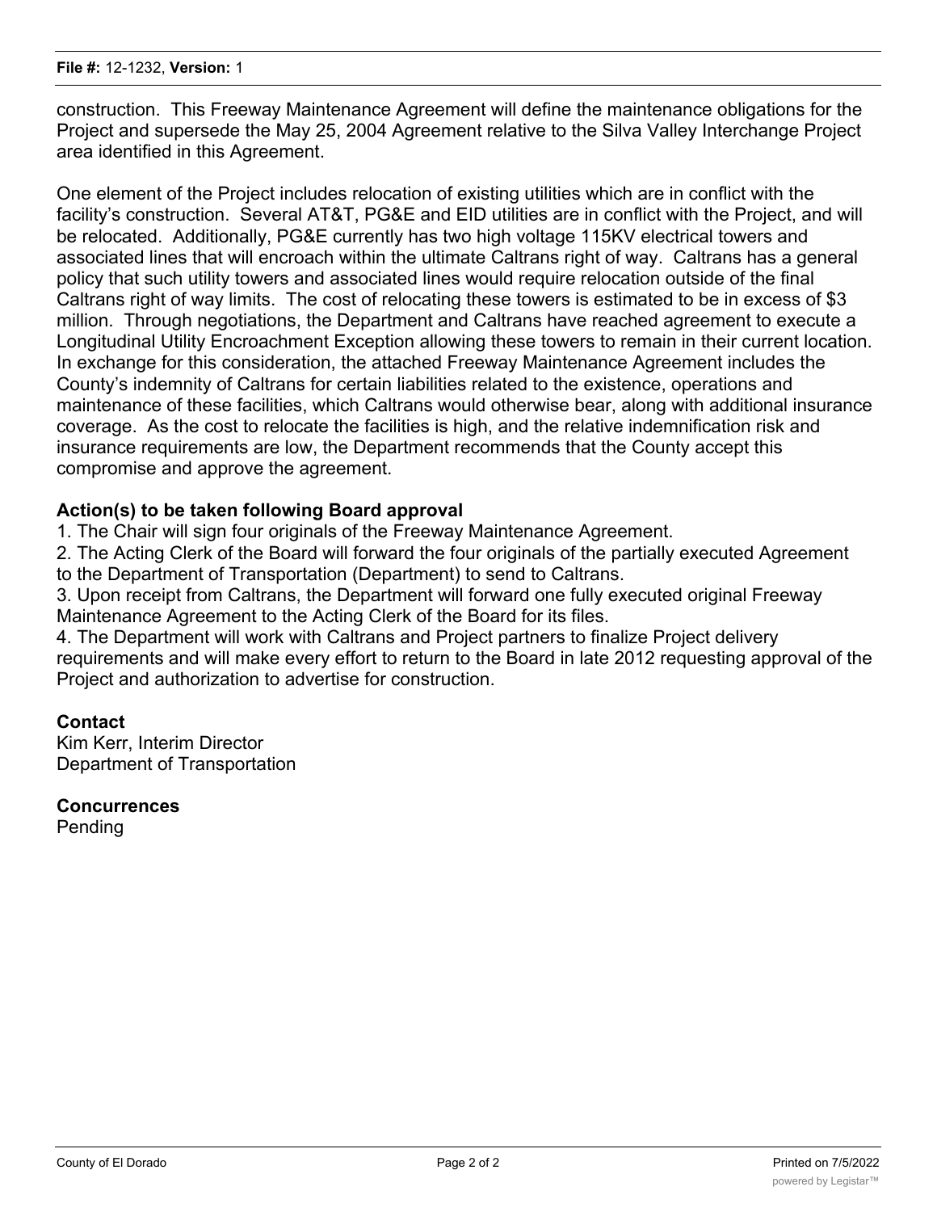construction. This Freeway Maintenance Agreement will define the maintenance obligations for the Project and supersede the May 25, 2004 Agreement relative to the Silva Valley Interchange Project area identified in this Agreement.

One element of the Project includes relocation of existing utilities which are in conflict with the facility's construction. Several AT&T, PG&E and EID utilities are in conflict with the Project, and will be relocated. Additionally, PG&E currently has two high voltage 115KV electrical towers and associated lines that will encroach within the ultimate Caltrans right of way. Caltrans has a general policy that such utility towers and associated lines would require relocation outside of the final Caltrans right of way limits. The cost of relocating these towers is estimated to be in excess of $3 million. Through negotiations, the Department and Caltrans have reached agreement to execute a Longitudinal Utility Encroachment Exception allowing these towers to remain in their current location. In exchange for this consideration, the attached Freeway Maintenance Agreement includes the County's indemnity of Caltrans for certain liabilities related to the existence, operations and maintenance of these facilities, which Caltrans would otherwise bear, along with additional insurance coverage. As the cost to relocate the facilities is high, and the relative indemnification risk and insurance requirements are low, the Department recommends that the County accept this compromise and approve the agreement.

### Action(s) to be taken following Board approval

1. The Chair will sign four originals of the Freeway Maintenance Agreement.
2. The Acting Clerk of the Board will forward the four originals of the partially executed Agreement to the Department of Transportation (Department) to send to Caltrans.
3. Upon receipt from Caltrans, the Department will forward one fully executed original Freeway Maintenance Agreement to the Acting Clerk of the Board for its files.
4. The Department will work with Caltrans and Project partners to finalize Project delivery requirements and will make every effort to return to the Board in late 2012 requesting approval of the Project and authorization to advertise for construction.

### Contact

Kim Kerr, Interim Director
Department of Transportation

### Concurrences

Pending